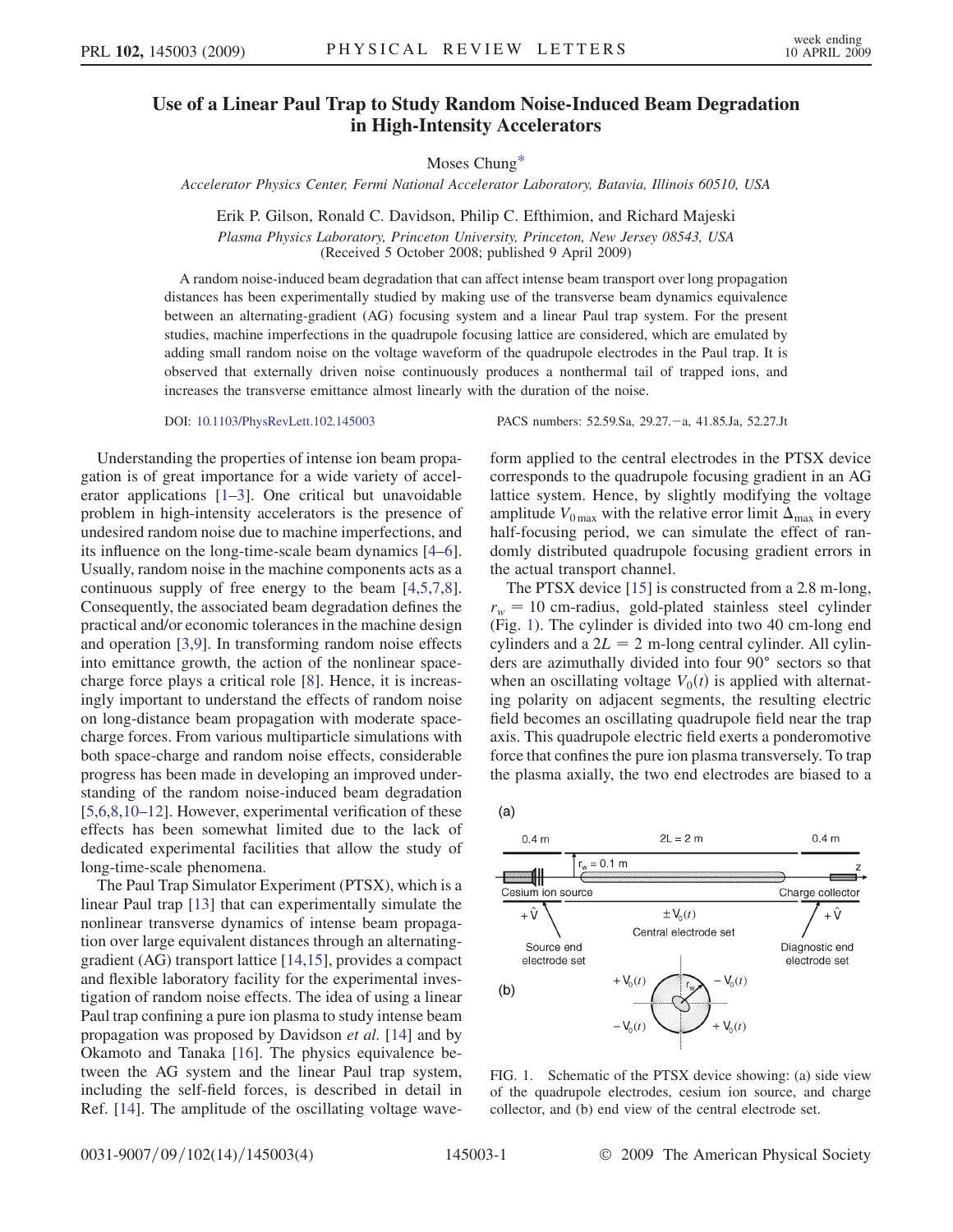# Use of a Linear Paul Trap to Study Random Noise-Induced Beam Degradation in High-Intensity Accelerators

Moses Chung*

*Accelerator Physics Center, Fermi National Accelerator Laboratory, Batavia, Illinois 60510, USA*

Erik P. Gilson, Ronald C. Davidson, Philip C. Efthimion, and Richard Majeski

*Plasma Physics Laboratory, Princeton University, Princeton, New Jersey 08543, USA*

(Received 5 October 2008; published 9 April 2009)

A random noise-induced beam degradation that can affect intense beam transport over long propagation distances has been experimentally studied by making use of the transverse beam dynamics equivalence between an alternating-gradient (AG) focusing system and a linear Paul trap system. For the present studies, machine imperfections in the quadrupole focusing lattice are considered, which are emulated by adding small random noise on the voltage waveform of the quadrupole electrodes in the Paul trap. It is observed that externally driven noise continuously produces a nonthermal tail of trapped ions, and increases the transverse emittance almost linearly with the duration of the noise.

DOI: 10.1103/PhysRevLett.102.145003

PACS numbers: 52.59.Sa, 29.27.−a, 41.85.Ja, 52.27.Jt

Understanding the properties of intense ion beam propagation is of great importance for a wide variety of accelerator applications [1–3]. One critical but unavoidable problem in high-intensity accelerators is the presence of undesired random noise due to machine imperfections, and its influence on the long-time-scale beam dynamics [4–6]. Usually, random noise in the machine components acts as a continuous supply of free energy to the beam [4,5,7,8]. Consequently, the associated beam degradation defines the practical and/or economic tolerances in the machine design and operation [3,9]. In transforming random noise effects into emittance growth, the action of the nonlinear space-charge force plays a critical role [8]. Hence, it is increasingly important to understand the effects of random noise on long-distance beam propagation with moderate space-charge forces. From various multiparticle simulations with both space-charge and random noise effects, considerable progress has been made in developing an improved understanding of the random noise-induced beam degradation [5,6,8,10–12]. However, experimental verification of these effects has been somewhat limited due to the lack of dedicated experimental facilities that allow the study of long-time-scale phenomena.

The Paul Trap Simulator Experiment (PTSX), which is a linear Paul trap [13] that can experimentally simulate the nonlinear transverse dynamics of intense beam propagation over large equivalent distances through an alternating-gradient (AG) transport lattice [14,15], provides a compact and flexible laboratory facility for the experimental investigation of random noise effects. The idea of using a linear Paul trap confining a pure ion plasma to study intense beam propagation was proposed by Davidson *et al.* [14] and by Okamoto and Tanaka [16]. The physics equivalence between the AG system and the linear Paul trap system, including the self-field forces, is described in detail in Ref. [14]. The amplitude of the oscillating voltage waveform applied to the central electrodes in the PTSX device corresponds to the quadrupole focusing gradient in an AG lattice system. Hence, by slightly modifying the voltage amplitude $V_{0\max}$ with the relative error limit $\Delta_{\max}$ in every half-focusing period, we can simulate the effect of randomly distributed quadrupole focusing gradient errors in the actual transport channel.

The PTSX device [15] is constructed from a 2.8 m-long, $r_w = 10$ cm-radius, gold-plated stainless steel cylinder (Fig. 1). The cylinder is divided into two 40 cm-long end cylinders and a $2L = 2$ m-long central cylinder. All cylinders are azimuthally divided into four 90° sectors so that when an oscillating voltage $V_0(t)$ is applied with alternating polarity on adjacent segments, the resulting electric field becomes an oscillating quadrupole field near the trap axis. This quadrupole electric field exerts a ponderomotive force that confines the pure ion plasma transversely. To trap the plasma axially, the two end electrodes are biased to a

FIG. 1. Schematic of the PTSX device showing: (a) side view of the quadrupole electrodes, cesium ion source, and charge collector, and (b) end view of the central electrode set.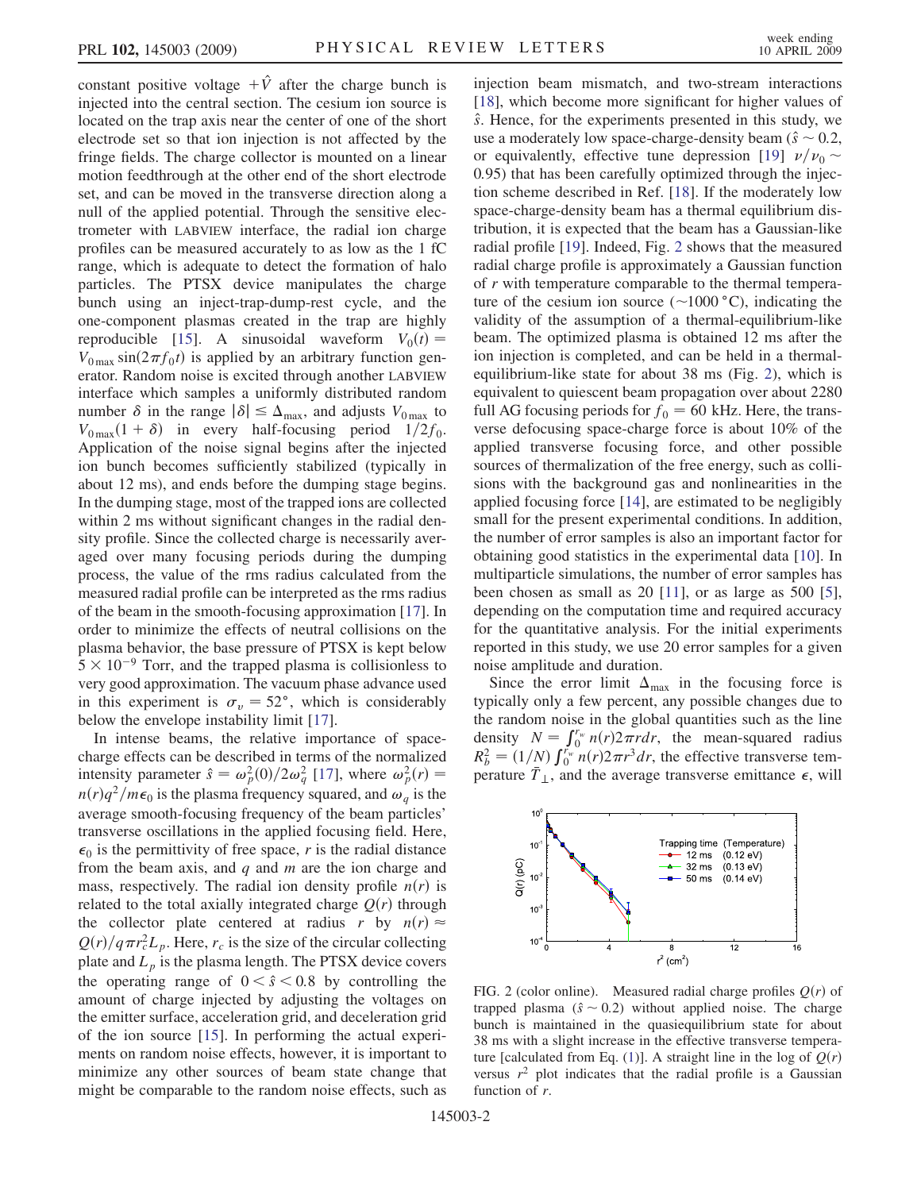constant positive voltage $+\hat{V}$ after the charge bunch is injected into the central section. The cesium ion source is located on the trap axis near the center of one of the short electrode sets so that ion injection is not affected by the fringe fields. The charge collector is mounted on a linear motion feedthrough at the other end of the short electrode set, and can be moved in the transverse direction along a null of the applied potential. Through the sensitive electrometer with LABVIEW interface, the radial ion charge profiles can be measured accurately to as low as the 1 fC range, which is adequate to detect the formation of halo particles. The PTSX device manipulates the charge bunch using an inject-trap-dump-rest cycle, and the one-component plasmas created in the trap are highly reproducible [15]. A sinusoidal waveform $V_0(t) = V_{0\,\max}\sin(2\pi f_0 t)$ is applied by an arbitrary function generator. Random noise is excited through another LABVIEW interface which samples a uniformly distributed random number $\delta$ in the range $|\delta| \le \Delta_{\max}$, and adjusts $V_{0\,\max}$ to $V_{0\,\max}(1+\delta)$ in every half-focusing period $1/2f_0$. Application of the noise signal begins after the injected ion bunch becomes sufficiently stabilized (typically in about 12 ms), and ends before the dumping stage begins. In the dumping stage, most of the trapped ions are collected within 2 ms without significant changes in the radial density profile. Since the collected charge is necessarily averaged over many focusing periods during the dumping process, the value of the rms radius calculated from the measured radial profile can be interpreted as the rms radius of the beam in the smooth-focusing approximation [17]. In order to minimize the effects of neutral collisions on the plasma behavior, the base pressure of PTSX is kept below $5\times10^{-9}$ Torr, and the trapped plasma is collisionless to very good approximation. The vacuum phase advance used in this experiment is $\sigma_v = 52°$, which is considerably below the envelope instability limit [17].

In intense beams, the relative importance of space-charge effects can be described in terms of the normalized intensity parameter $\hat{s} = \omega_p^2(0)/2\omega_q^2$ [17], where $\omega_p^2(r) = n(r)q^2/m\epsilon_0$ is the plasma frequency squared, and $\omega_q$ is the average smooth-focusing frequency of the beam particles' transverse oscillations in the applied focusing field. Here, $\epsilon_0$ is the permittivity of free space, $r$ is the radial distance from the beam axis, and $q$ and $m$ are the ion charge and mass, respectively. The radial ion density profile $n(r)$ is related to the total axially integrated charge $Q(r)$ through the collector plate centered at radius $r$ by $n(r) \approx Q(r)/q\pi r_c^2 L_p$. Here, $r_c$ is the size of the circular collecting plate and $L_p$ is the plasma length. The PTSX device covers the operating range of $0 < \hat{s} < 0.8$ by controlling the amount of charge injected by adjusting the voltages on the emitter surface, acceleration grid, and deceleration grid of the ion source [15]. In performing the actual experiments on random noise effects, however, it is important to minimize any other sources of beam state change that might be comparable to the random noise effects, such as injection beam mismatch, and two-stream interactions [18], which become more significant for higher values of $\hat{s}$. Hence, for the experiments presented in this study, we use a moderately low space-charge-density beam ($\hat{s} \sim 0.2$, or equivalently, effective tune depression [19] $\nu/\nu_0 \sim 0.95$) that has been carefully optimized through the injection scheme described in Ref. [18]. If the moderately low space-charge-density beam has a thermal equilibrium distribution, it is expected that the beam has a Gaussian-like radial profile [19]. Indeed, Fig. 2 shows that the measured radial charge profile is approximately a Gaussian function of $r$ with temperature comparable to the thermal temperature of the cesium ion source ($\sim$1000 °C), indicating the validity of the assumption of a thermal-equilibrium-like beam. The optimized plasma is obtained 12 ms after the ion injection is completed, and can be held in a thermal-equilibrium-like state for about 38 ms (Fig. 2), which is equivalent to quiescent beam propagation over about 2280 full AG focusing periods for $f_0 = 60$ kHz. Here, the transverse defocusing space-charge force is about 10% of the applied transverse focusing force, and other possible sources of thermalization of the free energy, such as collisions with the background gas and nonlinearities in the applied focusing force [14], are estimated to be negligibly small for the present experimental conditions. In addition, the number of error samples is also an important factor for obtaining good statistics in the experimental data [10]. In multiparticle simulations, the number of error samples has been chosen as small as 20 [11], or as large as 500 [5], depending on the computation time and required accuracy for the quantitative analysis. For the initial experiments reported in this study, we use 20 error samples for a given noise amplitude and duration.

Since the error limit $\Delta_{\max}$ in the focusing force is typically only a few percent, any possible changes due to the random noise in the global quantities such as the line density $N = \int_0^{r_w} n(r)2\pi r dr$, the mean-squared radius $R_b^2 = (1/N)\int_0^{r_w} n(r)2\pi r^3 dr$, the effective transverse temperature $\bar{T}_\perp$, and the average transverse emittance $\epsilon$, will

FIG. 2 (color online). Measured radial charge profiles $Q(r)$ of trapped plasma ($\hat{s} \sim 0.2$) without applied noise. The charge bunch is maintained in the quasiequilibrium state for about 38 ms with a slight increase in the effective transverse temperature [calculated from Eq. (1)]. A straight line in the log of $Q(r)$ versus $r^2$ plot indicates that the radial profile is a Gaussian function of $r$.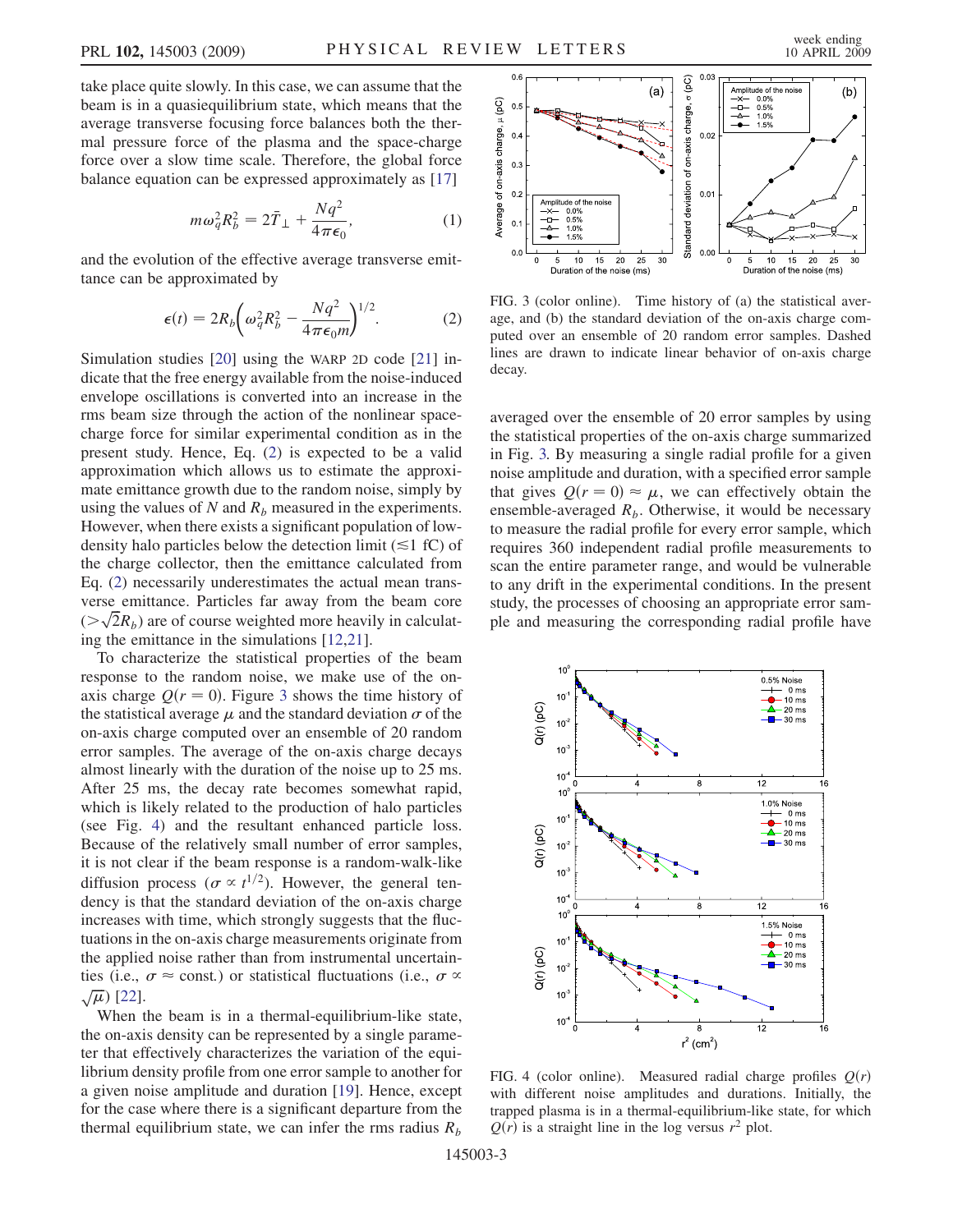take place quite slowly. In this case, we can assume that the beam is in a quasiequilibrium state, which means that the average transverse focusing force balances both the thermal pressure force of the plasma and the space-charge force over a slow time scale. Therefore, the global force balance equation can be expressed approximately as [17]

$$m\omega_q^2 R_b^2 = 2\bar{T}_\perp + \frac{Nq^2}{4\pi\epsilon_0}, \tag{1}$$

and the evolution of the effective average transverse emittance can be approximated by

$$\epsilon(t) = 2R_b\left(\omega_q^2 R_b^2 - \frac{Nq^2}{4\pi\epsilon_0 m}\right)^{1/2}. \tag{2}$$

Simulation studies [20] using the WARP 2D code [21] indicate that the free energy available from the noise-induced envelope oscillations is converted into an increase in the rms beam size through the action of the nonlinear space-charge force for similar experimental condition as in the present study. Hence, Eq. (2) is expected to be a valid approximation which allows us to estimate the approximate emittance growth due to the random noise, simply by using the values of $N$ and $R_b$ measured in the experiments. However, when there exists a significant population of low-density halo particles below the detection limit ($\lesssim$1 fC) of the charge collector, then the emittance calculated from Eq. (2) necessarily underestimates the actual mean transverse emittance. Particles far away from the beam core ($>\sqrt{2}R_b$) are of course weighted more heavily in calculating the emittance in the simulations [12,21].

To characterize the statistical properties of the beam response to the random noise, we make use of the on-axis charge $Q(r = 0)$. Figure 3 shows the time history of the statistical average $\mu$ and the standard deviation $\sigma$ of the on-axis charge computed over an ensemble of 20 random error samples. The average of the on-axis charge decays almost linearly with the duration of the noise up to 25 ms. After 25 ms, the decay rate becomes somewhat rapid, which is likely related to the production of halo particles (see Fig. 4) and the resultant enhanced particle loss. Because of the relatively small number of error samples, it is not clear if the beam response is a random-walk-like diffusion process ($\sigma \propto t^{1/2}$). However, the general tendency is that the standard deviation of the on-axis charge increases with time, which strongly suggests that the fluctuations in the on-axis charge measurements originate from the applied noise rather than from instrumental uncertainties (i.e., $\sigma \approx$ const.) or statistical fluctuations (i.e., $\sigma \propto \sqrt{\mu}$) [22].

When the beam is in a thermal-equilibrium-like state, the on-axis density can be represented by a single parameter that effectively characterizes the variation of the equilibrium density profile from one error sample to another for a given noise amplitude and duration [19]. Hence, except for the case where there is a significant departure from the thermal equilibrium state, we can infer the rms radius $R_b$ averaged over the ensemble of 20 error samples by using the statistical properties of the on-axis charge summarized in Fig. 3. By measuring a single radial profile for a given noise amplitude and duration, with a specified error sample that gives $Q(r = 0) \approx \mu$, we can effectively obtain the ensemble-averaged $R_b$. Otherwise, it would be necessary to measure the radial profile for every error sample, which requires 360 independent radial profile measurements to scan the entire parameter range, and would be vulnerable to any drift in the experimental conditions. In the present study, the processes of choosing an appropriate error sample and measuring the corresponding radial profile have

FIG. 3 (color online). Time history of (a) the statistical average, and (b) the standard deviation of the on-axis charge computed over an ensemble of 20 random error samples. Dashed lines are drawn to indicate linear behavior of on-axis charge decay.

FIG. 4 (color online). Measured radial charge profiles $Q(r)$ with different noise amplitudes and durations. Initially, the trapped plasma is in a thermal-equilibrium-like state, for which $Q(r)$ is a straight line in the log versus $r^2$ plot.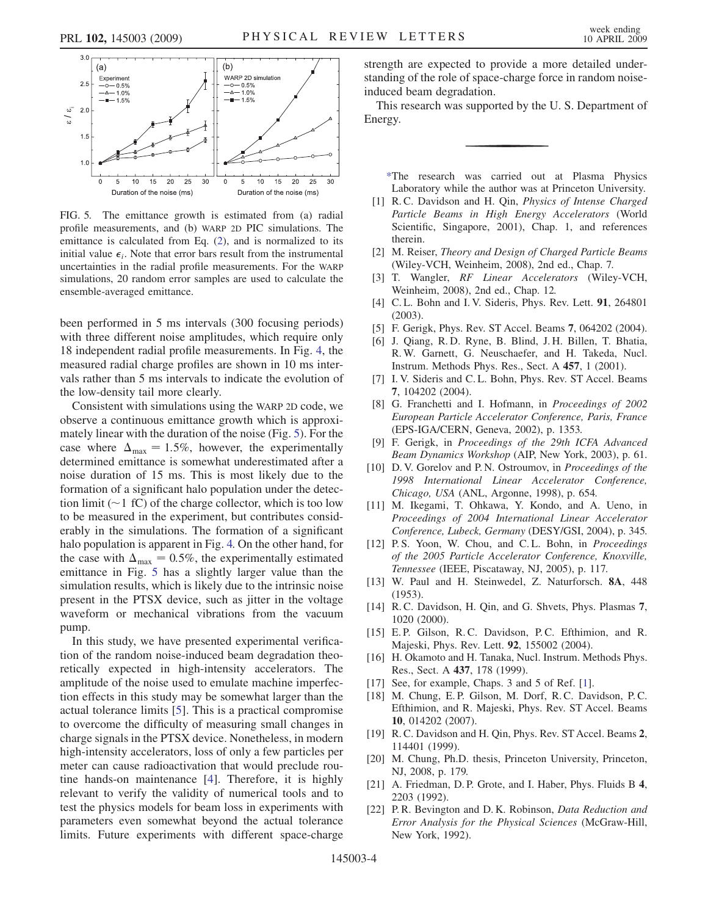(a)

Experiment

0.5%

1.0%

1.5%

$\varepsilon / \varepsilon_i$

3.0

2.5

2.0

1.5

1.0

0 5 10 15 20 25 30

Duration of the noise (ms)

(b)

WARP 2D simulation

0.5%

1.0%

1.5%

0 5 10 15 20 25 30

Duration of the noise (ms)

FIG. 5. The emittance growth is estimated from (a) radial profile measurements, and (b) WARP 2D PIC simulations. The emittance is calculated from Eq. (2), and is normalized to its initial value $\epsilon_i$. Note that error bars result from the instrumental uncertainties in the radial profile measurements. For the WARP simulations, 20 random error samples are used to calculate the ensemble-averaged emittance.

been performed in 5 ms intervals (300 focusing periods) with three different noise amplitudes, which require only 18 independent radial profile measurements. In Fig. 4, the measured radial charge profiles are shown in 10 ms intervals rather than 5 ms intervals to indicate the evolution of the low-density tail more clearly.

Consistent with simulations using the WARP 2D code, we observe a continuous emittance growth which is approximately linear with the duration of the noise (Fig. 5). For the case where $\Delta_{\max} = 1.5\%$, however, the experimentally determined emittance is somewhat underestimated after a noise duration of 15 ms. This is most likely due to the formation of a significant halo population under the detection limit ($\sim$1 fC) of the charge collector, which is too low to be measured in the experiment, but contributes considerably in the simulations. The formation of a significant halo population is apparent in Fig. 4. On the other hand, for the case with $\Delta_{\max} = 0.5\%$, the experimentally estimated emittance in Fig. 5 has a slightly larger value than the simulation results, which is likely due to the intrinsic noise present in the PTSX device, such as jitter in the voltage waveform or mechanical vibrations from the vacuum pump.

In this study, we have presented experimental verification of the random noise-induced beam degradation theoretically expected in high-intensity accelerators. The amplitude of the noise used to emulate machine imperfection effects in this study may be somewhat larger than the actual tolerance limits [5]. This is a practical compromise to overcome the difficulty of measuring small changes in charge signals in the PTSX device. Nonetheless, in modern high-intensity accelerators, loss of only a few particles per meter can cause radioactivation that would preclude routine hands-on maintenance [4]. Therefore, it is highly relevant to verify the validity of numerical tools and to test the physics models for beam loss in experiments with parameters even somewhat beyond the actual tolerance limits. Future experiments with different space-charge strength are expected to provide a more detailed understanding of the role of space-charge force in random noise-induced beam degradation.

This research was supported by the U. S. Department of Energy.

---

*The research was carried out at Plasma Physics Laboratory while the author was at Princeton University.

[1] R. C. Davidson and H. Qin, *Physics of Intense Charged Particle Beams in High Energy Accelerators* (World Scientific, Singapore, 2001), Chap. 1, and references therein.

[2] M. Reiser, *Theory and Design of Charged Particle Beams* (Wiley-VCH, Weinheim, 2008), 2nd ed., Chap. 7.

[3] T. Wangler, *RF Linear Accelerators* (Wiley-VCH, Weinheim, 2008), 2nd ed., Chap. 12.

[4] C. L. Bohn and I. V. Sideris, Phys. Rev. Lett. **91**, 264801 (2003).

[5] F. Gerigk, Phys. Rev. ST Accel. Beams **7**, 064202 (2004).

[6] J. Qiang, R. D. Ryne, B. Blind, J. H. Billen, T. Bhatia, R. W. Garnett, G. Neuschaefer, and H. Takeda, Nucl. Instrum. Methods Phys. Res., Sect. A **457**, 1 (2001).

[7] I. V. Sideris and C. L. Bohn, Phys. Rev. ST Accel. Beams **7**, 104202 (2004).

[8] G. Franchetti and I. Hofmann, in *Proceedings of 2002 European Particle Accelerator Conference, Paris, France* (EPS-IGA/CERN, Geneva, 2002), p. 1353.

[9] F. Gerigk, in *Proceedings of the 29th ICFA Advanced Beam Dynamics Workshop* (AIP, New York, 2003), p. 61.

[10] D. V. Gorelov and P. N. Ostroumov, in *Proceedings of the 1998 International Linear Accelerator Conference, Chicago, USA* (ANL, Argonne, 1998), p. 654.

[11] M. Ikegami, T. Ohkawa, Y. Kondo, and A. Ueno, in *Proceedings of 2004 International Linear Accelerator Conference, Lubeck, Germany* (DESY/GSI, 2004), p. 345.

[12] P. S. Yoon, W. Chou, and C. L. Bohn, in *Proceedings of the 2005 Particle Accelerator Conference, Knoxville, Tennessee* (IEEE, Piscataway, NJ, 2005), p. 117.

[13] W. Paul and H. Steinwedel, Z. Naturforsch. **8A**, 448 (1953).

[14] R. C. Davidson, H. Qin, and G. Shvets, Phys. Plasmas **7**, 1020 (2000).

[15] E. P. Gilson, R. C. Davidson, P. C. Efthimion, and R. Majeski, Phys. Rev. Lett. **92**, 155002 (2004).

[16] H. Okamoto and H. Tanaka, Nucl. Instrum. Methods Phys. Res., Sect. A **437**, 178 (1999).

[17] See, for example, Chaps. 3 and 5 of Ref. [1].

[18] M. Chung, E. P. Gilson, M. Dorf, R. C. Davidson, P. C. Efthimion, and R. Majeski, Phys. Rev. ST Accel. Beams **10**, 014202 (2007).

[19] R. C. Davidson and H. Qin, Phys. Rev. ST Accel. Beams **2**, 114401 (1999).

[20] M. Chung, Ph.D. thesis, Princeton University, Princeton, NJ, 2008, p. 179.

[21] A. Friedman, D. P. Grote, and I. Haber, Phys. Fluids B **4**, 2203 (1992).

[22] P. R. Bevington and D. K. Robinson, *Data Reduction and Error Analysis for the Physical Sciences* (McGraw-Hill, New York, 1992).